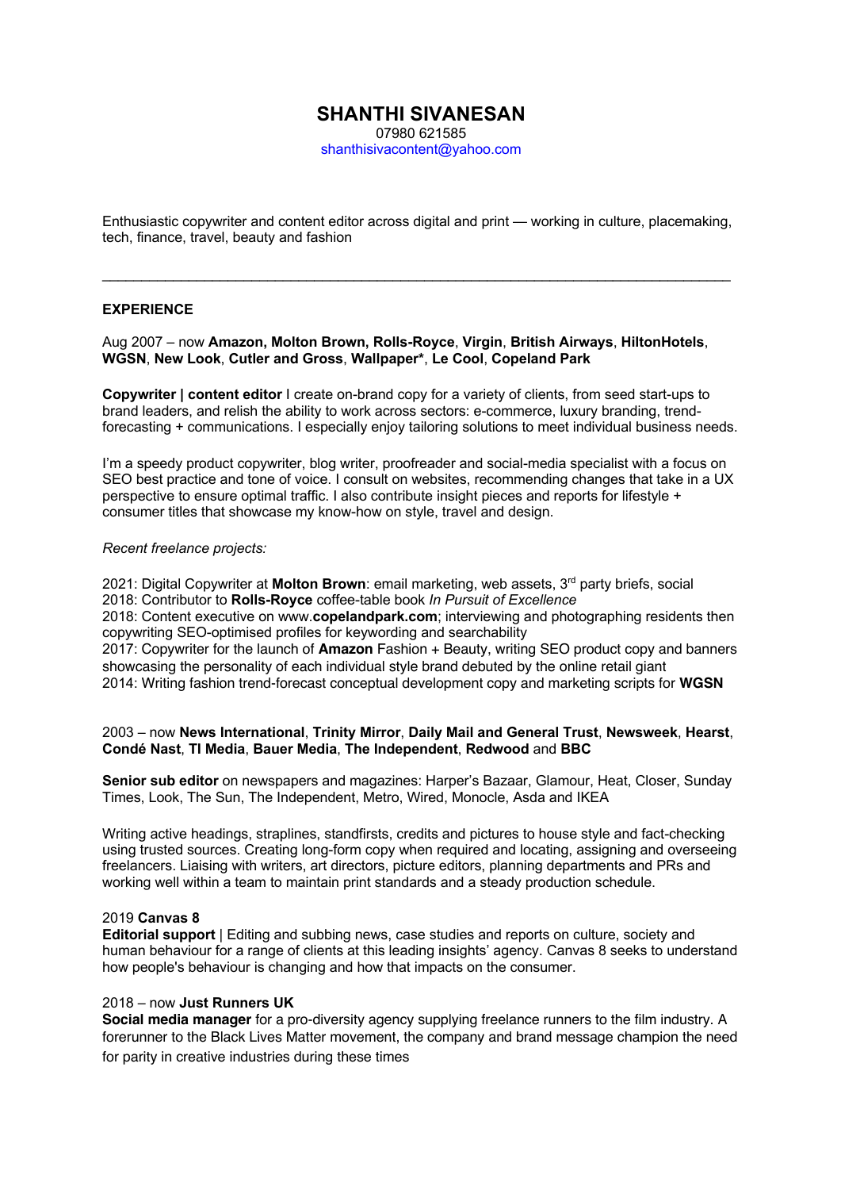# SHANTHI SIVANESAN

07980 621585
shanthisivacontent@yahoo.com

Enthusiastic copywriter and content editor across digital and print — working in culture, placemaking, tech, finance, travel, beauty and fashion

---

## EXPERIENCE

Aug 2007 – now **Amazon, Molton Brown, Rolls-Royce**, **Virgin**, **British Airways**, **HiltonHotels**, **WGSN**, **New Look**, **Cutler and Gross**, **Wallpaper***, **Le Cool**, **Copeland Park**

**Copywriter | content editor** I create on-brand copy for a variety of clients, from seed start-ups to brand leaders, and relish the ability to work across sectors: e-commerce, luxury branding, trend-forecasting + communications. I especially enjoy tailoring solutions to meet individual business needs.

I'm a speedy product copywriter, blog writer, proofreader and social-media specialist with a focus on SEO best practice and tone of voice. I consult on websites, recommending changes that take in a UX perspective to ensure optimal traffic. I also contribute insight pieces and reports for lifestyle + consumer titles that showcase my know-how on style, travel and design.

*Recent freelance projects:*

2021: Digital Copywriter at **Molton Brown**: email marketing, web assets, 3rd party briefs, social
2018: Contributor to **Rolls-Royce** coffee-table book *In Pursuit of Excellence*
2018: Content executive on www.**copelandpark.com**; interviewing and photographing residents then copywriting SEO-optimised profiles for keywording and searchability
2017: Copywriter for the launch of **Amazon** Fashion + Beauty, writing SEO product copy and banners showcasing the personality of each individual style brand debuted by the online retail giant
2014: Writing fashion trend-forecast conceptual development copy and marketing scripts for **WGSN**

2003 – now **News International**, **Trinity Mirror**, **Daily Mail and General Trust**, **Newsweek**, **Hearst**, **Condé Nast**, **TI Media**, **Bauer Media**, **The Independent**, **Redwood** and **BBC**

**Senior sub editor** on newspapers and magazines: Harper's Bazaar, Glamour, Heat, Closer, Sunday Times, Look, The Sun, The Independent, Metro, Wired, Monocle, Asda and IKEA

Writing active headings, straplines, standfirsts, credits and pictures to house style and fact-checking using trusted sources. Creating long-form copy when required and locating, assigning and overseeing freelancers. Liaising with writers, art directors, picture editors, planning departments and PRs and working well within a team to maintain print standards and a steady production schedule.

2019 **Canvas 8**
**Editorial support** | Editing and subbing news, case studies and reports on culture, society and human behaviour for a range of clients at this leading insights' agency. Canvas 8 seeks to understand how people's behaviour is changing and how that impacts on the consumer.

2018 – now **Just Runners UK**
**Social media manager** for a pro-diversity agency supplying freelance runners to the film industry. A forerunner to the Black Lives Matter movement, the company and brand message champion the need for parity in creative industries during these times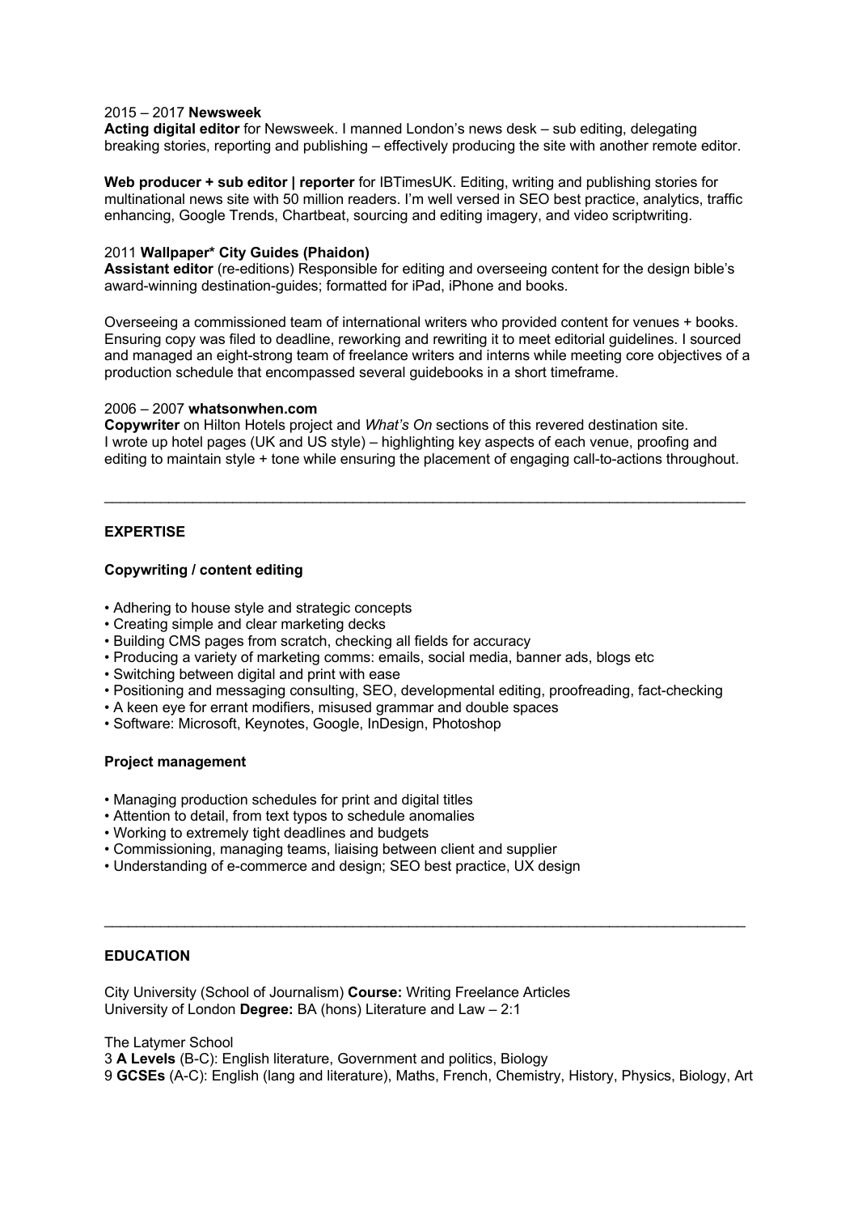2015 – 2017 **Newsweek**
**Acting digital editor** for Newsweek. I manned London's news desk – sub editing, delegating breaking stories, reporting and publishing – effectively producing the site with another remote editor.

**Web producer + sub editor | reporter** for IBTimesUK. Editing, writing and publishing stories for multinational news site with 50 million readers. I'm well versed in SEO best practice, analytics, traffic enhancing, Google Trends, Chartbeat, sourcing and editing imagery, and video scriptwriting.

2011 **Wallpaper* City Guides (Phaidon)**
**Assistant editor** (re-editions) Responsible for editing and overseeing content for the design bible's award-winning destination-guides; formatted for iPad, iPhone and books.

Overseeing a commissioned team of international writers who provided content for venues + books. Ensuring copy was filed to deadline, reworking and rewriting it to meet editorial guidelines. I sourced and managed an eight-strong team of freelance writers and interns while meeting core objectives of a production schedule that encompassed several guidebooks in a short timeframe.

2006 – 2007 **whatsonwhen.com**
**Copywriter** on Hilton Hotels project and *What's On* sections of this revered destination site. I wrote up hotel pages (UK and US style) – highlighting key aspects of each venue, proofing and editing to maintain style + tone while ensuring the placement of engaging call-to-actions throughout.

---

## EXPERTISE

### Copywriting / content editing

- Adhering to house style and strategic concepts
- Creating simple and clear marketing decks
- Building CMS pages from scratch, checking all fields for accuracy
- Producing a variety of marketing comms: emails, social media, banner ads, blogs etc
- Switching between digital and print with ease
- Positioning and messaging consulting, SEO, developmental editing, proofreading, fact-checking
- A keen eye for errant modifiers, misused grammar and double spaces
- Software: Microsoft, Keynotes, Google, InDesign, Photoshop

### Project management

- Managing production schedules for print and digital titles
- Attention to detail, from text typos to schedule anomalies
- Working to extremely tight deadlines and budgets
- Commissioning, managing teams, liaising between client and supplier
- Understanding of e-commerce and design; SEO best practice, UX design

---

## EDUCATION

City University (School of Journalism) **Course:** Writing Freelance Articles
University of London **Degree:** BA (hons) Literature and Law – 2:1

The Latymer School
3 **A Levels** (B-C): English literature, Government and politics, Biology
9 **GCSEs** (A-C): English (lang and literature), Maths, French, Chemistry, History, Physics, Biology, Art